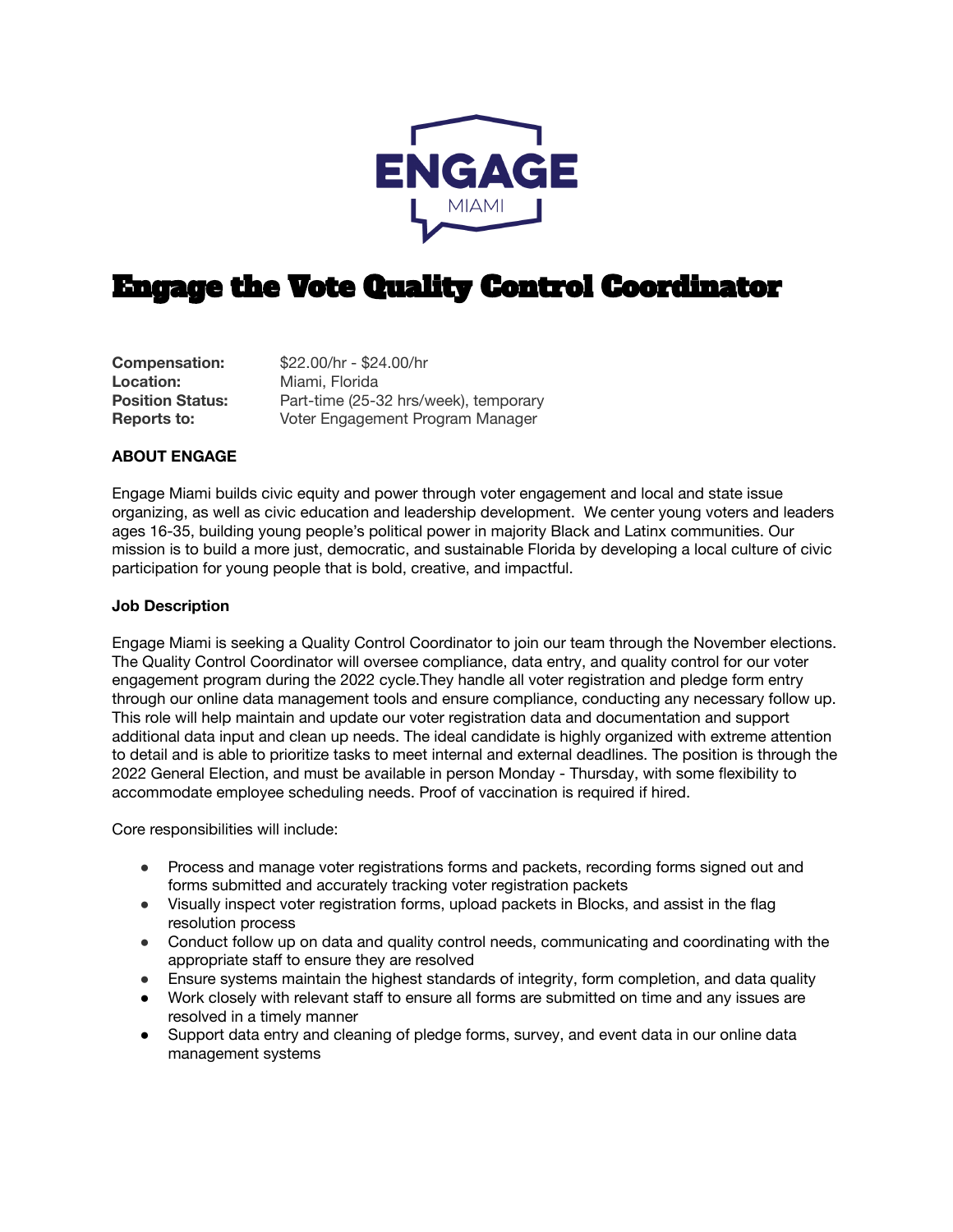ENGAGE
MIAMI

# Engage the Vote Quality Control Coordinator

**Compensation:** $22.00/hr - $24.00/hr
**Location:** Miami, Florida
**Position Status:** Part-time (25-32 hrs/week), temporary
**Reports to:** Voter Engagement Program Manager

**ABOUT ENGAGE**

Engage Miami builds civic equity and power through voter engagement and local and state issue organizing, as well as civic education and leadership development. We center young voters and leaders ages 16-35, building young people's political power in majority Black and Latinx communities. Our mission is to build a more just, democratic, and sustainable Florida by developing a local culture of civic participation for young people that is bold, creative, and impactful.

**Job Description**

Engage Miami is seeking a Quality Control Coordinator to join our team through the November elections. The Quality Control Coordinator will oversee compliance, data entry, and quality control for our voter engagement program during the 2022 cycle.They handle all voter registration and pledge form entry through our online data management tools and ensure compliance, conducting any necessary follow up. This role will help maintain and update our voter registration data and documentation and support additional data input and clean up needs. The ideal candidate is highly organized with extreme attention to detail and is able to prioritize tasks to meet internal and external deadlines. The position is through the 2022 General Election, and must be available in person Monday - Thursday, with some flexibility to accommodate employee scheduling needs. Proof of vaccination is required if hired.

Core responsibilities will include:

- Process and manage voter registrations forms and packets, recording forms signed out and forms submitted and accurately tracking voter registration packets
- Visually inspect voter registration forms, upload packets in Blocks, and assist in the flag resolution process
- Conduct follow up on data and quality control needs, communicating and coordinating with the appropriate staff to ensure they are resolved
- Ensure systems maintain the highest standards of integrity, form completion, and data quality
- Work closely with relevant staff to ensure all forms are submitted on time and any issues are resolved in a timely manner
- Support data entry and cleaning of pledge forms, survey, and event data in our online data management systems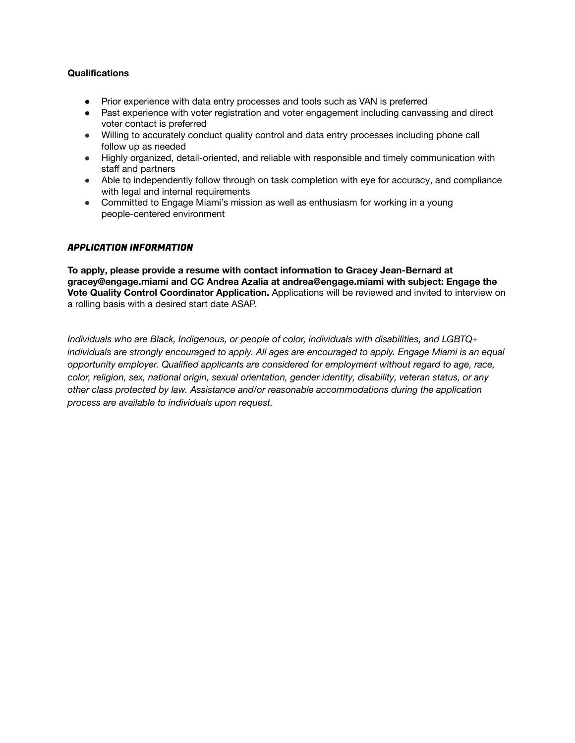**Qualifications**

- Prior experience with data entry processes and tools such as VAN is preferred
- Past experience with voter registration and voter engagement including canvassing and direct voter contact is preferred
- Willing to accurately conduct quality control and data entry processes including phone call follow up as needed
- Highly organized, detail-oriented, and reliable with responsible and timely communication with staff and partners
- Able to independently follow through on task completion with eye for accuracy, and compliance with legal and internal requirements
- Committed to Engage Miami's mission as well as enthusiasm for working in a young people-centered environment

### ***APPLICATION INFORMATION***

**To apply, please provide a resume with contact information to Gracey Jean-Bernard at gracey@engage.miami and CC Andrea Azalia at andrea@engage.miami with subject: Engage the Vote Quality Control Coordinator Application.** Applications will be reviewed and invited to interview on a rolling basis with a desired start date ASAP.

*Individuals who are Black, Indigenous, or people of color, individuals with disabilities, and LGBTQ+ individuals are strongly encouraged to apply. All ages are encouraged to apply. Engage Miami is an equal opportunity employer. Qualified applicants are considered for employment without regard to age, race, color, religion, sex, national origin, sexual orientation, gender identity, disability, veteran status, or any other class protected by law. Assistance and/or reasonable accommodations during the application process are available to individuals upon request.*